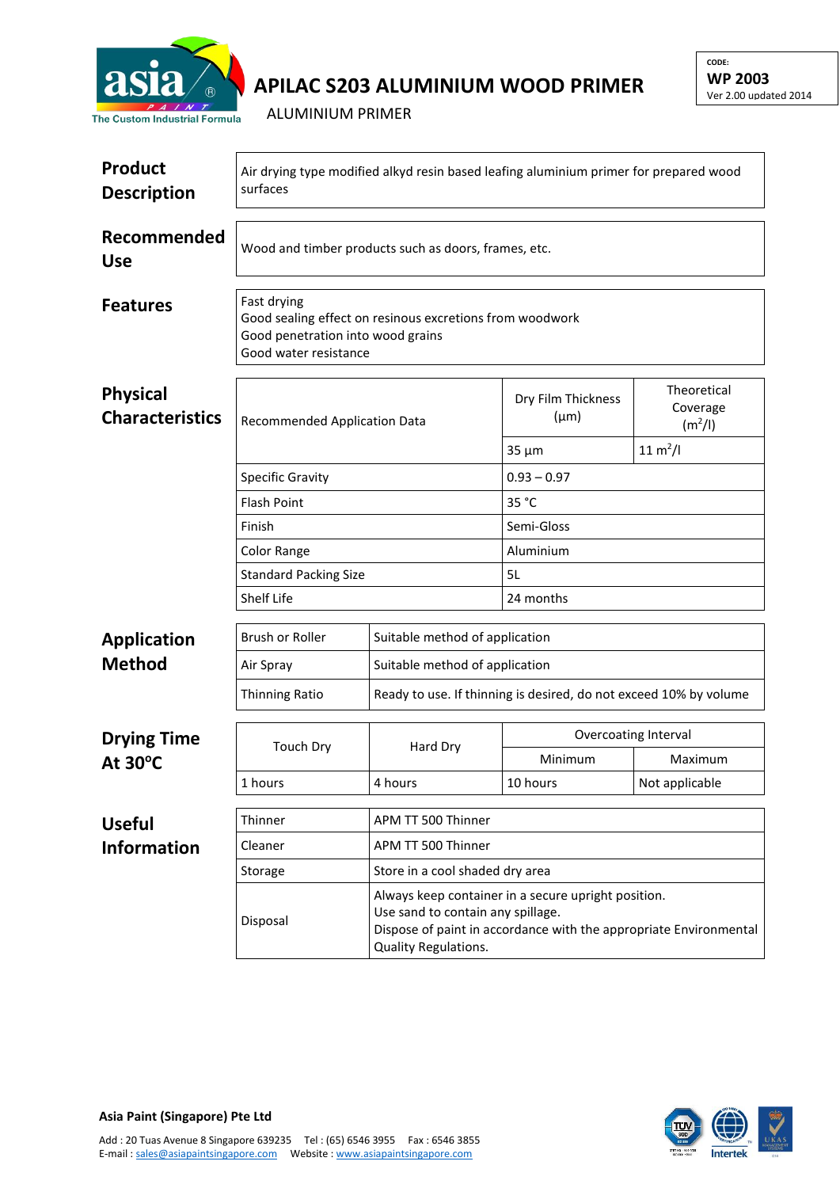# APILAC S203 ALUMINIUM WOOD PRIMER

ALUMINIUM PRIMER

CODE:
**WP 2003**
Ver 2.00 updated 2014

## Product Description

Air drying type modified alkyd resin based leafing aluminium primer for prepared wood surfaces

## Recommended Use

Wood and timber products such as doors, frames, etc.

## Features

Fast drying
Good sealing effect on resinous excretions from woodwork
Good penetration into wood grains
Good water resistance

## Physical Characteristics

| Recommended Application Data | Dry Film Thickness (µm) | Theoretical Coverage ($m^2$/l) |
|---|---|---|
| | 35 µm | 11 $m^2$/l |
| Specific Gravity | 0.93 – 0.97 | |
| Flash Point | 35 °C | |
| Finish | Semi-Gloss | |
| Color Range | Aluminium | |
| Standard Packing Size | 5L | |
| Shelf Life | 24 months | |

## Application Method

| | |
|---|---|
| Brush or Roller | Suitable method of application |
| Air Spray | Suitable method of application |
| Thinning Ratio | Ready to use. If thinning is desired, do not exceed 10% by volume |

## Drying Time At 30°C

| Touch Dry | Hard Dry | Overcoating Interval | |
|---|---|---|---|
| | | Minimum | Maximum |
| 1 hours | 4 hours | 10 hours | Not applicable |

## Useful Information

| | |
|---|---|
| Thinner | APM TT 500 Thinner |
| Cleaner | APM TT 500 Thinner |
| Storage | Store in a cool shaded dry area |
| Disposal | Always keep container in a secure upright position.<br>Use sand to contain any spillage.<br>Dispose of paint in accordance with the appropriate Environmental Quality Regulations. |

**Asia Paint (Singapore) Pte Ltd**

Add : 20 Tuas Avenue 8 Singapore 639235 Tel : (65) 6546 3955 Fax : 6546 3855
E-mail : sales@asiapaintsingapore.com Website : www.asiapaintsingapore.com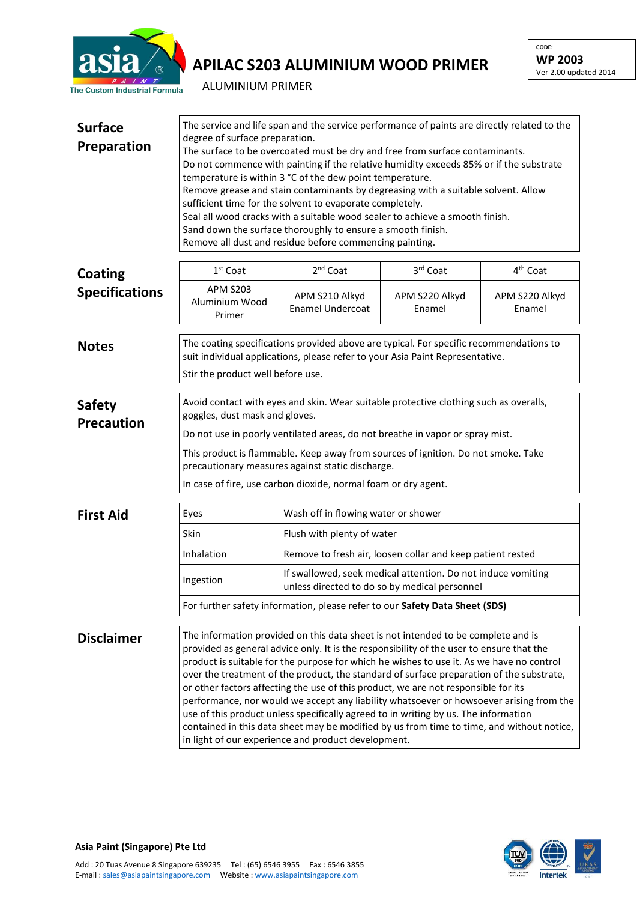# APILAC S203 ALUMINIUM WOOD PRIMER

ALUMINIUM PRIMER

CODE:
**WP 2003**
Ver 2.00 updated 2014

## Surface Preparation

The service and life span and the service performance of paints are directly related to the degree of surface preparation.
The surface to be overcoated must be dry and free from surface contaminants.
Do not commence with painting if the relative humidity exceeds 85% or if the substrate temperature is within 3 °C of the dew point temperature.
Remove grease and stain contaminants by degreasing with a suitable solvent. Allow sufficient time for the solvent to evaporate completely.
Seal all wood cracks with a suitable wood sealer to achieve a smooth finish.
Sand down the surface thoroughly to ensure a smooth finish.
Remove all dust and residue before commencing painting.

## Coating Specifications

| 1st Coat | 2nd Coat | 3rd Coat | 4th Coat |
|---|---|---|---|
| APM S203 Aluminium Wood Primer | APM S210 Alkyd Enamel Undercoat | APM S220 Alkyd Enamel | APM S220 Alkyd Enamel |

## Notes

The coating specifications provided above are typical. For specific recommendations to suit individual applications, please refer to your Asia Paint Representative.

Stir the product well before use.

## Safety Precaution

Avoid contact with eyes and skin. Wear suitable protective clothing such as overalls, goggles, dust mask and gloves.

Do not use in poorly ventilated areas, do not breathe in vapor or spray mist.

This product is flammable. Keep away from sources of ignition. Do not smoke. Take precautionary measures against static discharge.

In case of fire, use carbon dioxide, normal foam or dry agent.

## First Aid

| | |
|---|---|
| Eyes | Wash off in flowing water or shower |
| Skin | Flush with plenty of water |
| Inhalation | Remove to fresh air, loosen collar and keep patient rested |
| Ingestion | If swallowed, seek medical attention. Do not induce vomiting unless directed to do so by medical personnel |
| For further safety information, please refer to our **Safety Data Sheet (SDS)** | |

## Disclaimer

The information provided on this data sheet is not intended to be complete and is provided as general advice only. It is the responsibility of the user to ensure that the product is suitable for the purpose for which he wishes to use it. As we have no control over the treatment of the product, the standard of surface preparation of the substrate, or other factors affecting the use of this product, we are not responsible for its performance, nor would we accept any liability whatsoever or howsoever arising from the use of this product unless specifically agreed to in writing by us. The information contained in this data sheet may be modified by us from time to time, and without notice, in light of our experience and product development.

**Asia Paint (Singapore) Pte Ltd**

Add : 20 Tuas Avenue 8 Singapore 639235 Tel : (65) 6546 3955 Fax : 6546 3855
E-mail : sales@asiapaintsingapore.com Website : www.asiapaintsingapore.com